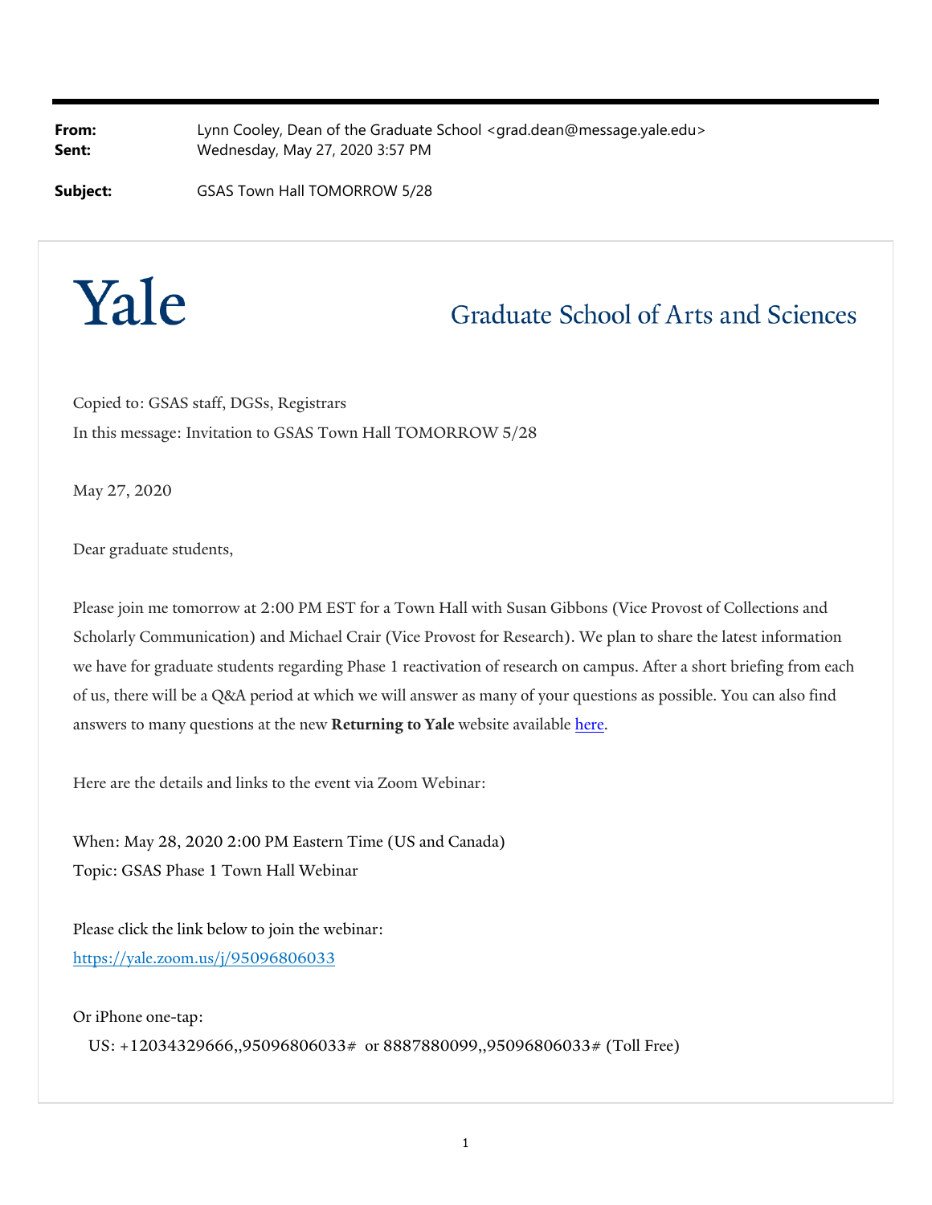**From:** Lynn Cooley, Dean of the Graduate School <grad.dean@message.yale.edu>
**Sent:** Wednesday, May 27, 2020 3:57 PM

**Subject:** GSAS Town Hall TOMORROW 5/28

# Yale

## Graduate School of Arts and Sciences

Copied to: GSAS staff, DGSs, Registrars

In this message: Invitation to GSAS Town Hall TOMORROW 5/28

May 27, 2020

Dear graduate students,

Please join me tomorrow at 2:00 PM EST for a Town Hall with Susan Gibbons (Vice Provost of Collections and Scholarly Communication) and Michael Crair (Vice Provost for Research). We plan to share the latest information we have for graduate students regarding Phase 1 reactivation of research on campus. After a short briefing from each of us, there will be a Q&A period at which we will answer as many of your questions as possible. You can also find answers to many questions at the new **Returning to Yale** website available here.

Here are the details and links to the event via Zoom Webinar:

When: May 28, 2020 2:00 PM Eastern Time (US and Canada)

Topic: GSAS Phase 1 Town Hall Webinar

Please click the link below to join the webinar:

https://yale.zoom.us/j/95096806033

Or iPhone one-tap:

US: +12034329666,,95096806033# or 8887880099,,95096806033# (Toll Free)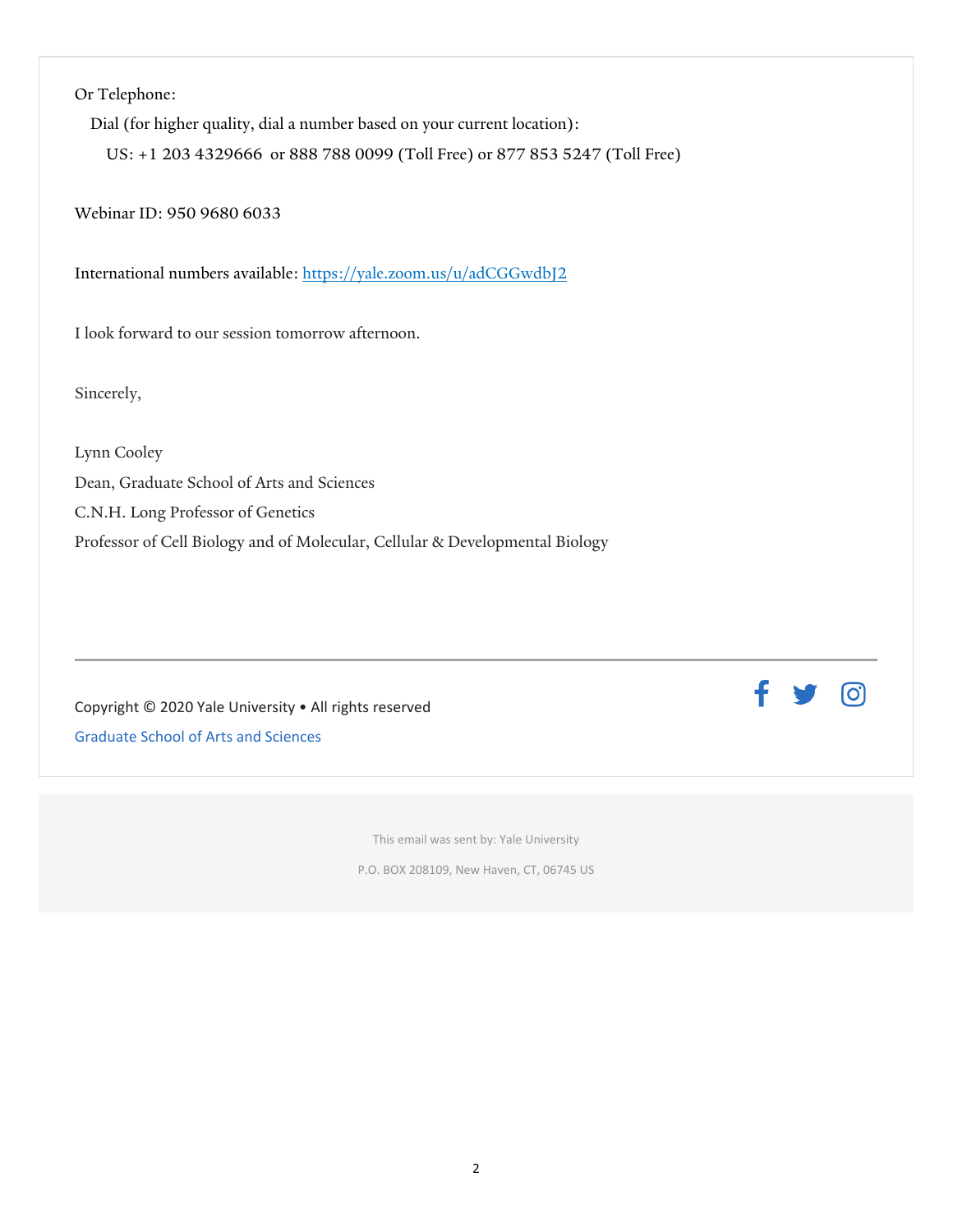Or Telephone:

Dial (for higher quality, dial a number based on your current location):

US: +1 203 4329666  or 888 788 0099 (Toll Free) or 877 853 5247 (Toll Free)

Webinar ID: 950 9680 6033

International numbers available: https://yale.zoom.us/u/adCGGwdbJ2

I look forward to our session tomorrow afternoon.

Sincerely,

Lynn Cooley
Dean, Graduate School of Arts and Sciences
C.N.H. Long Professor of Genetics
Professor of Cell Biology and of Molecular, Cellular & Developmental Biology

---

Copyright © 2020 Yale University • All rights reserved

Graduate School of Arts and Sciences

This email was sent by: Yale University

P.O. BOX 208109, New Haven, CT, 06745 US